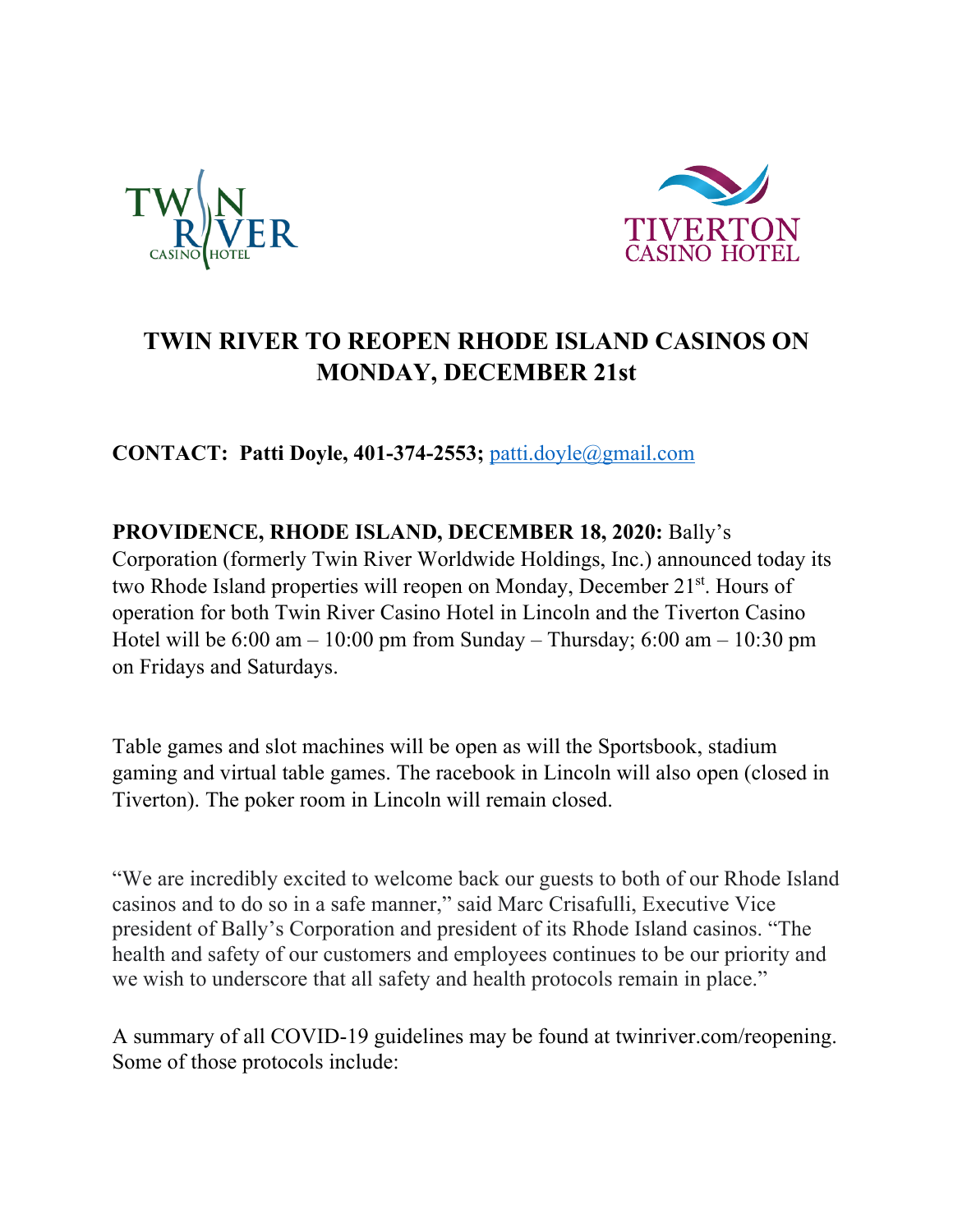# TWIN RIVER TO REOPEN RHODE ISLAND CASINOS ON MONDAY, DECEMBER 21st

**CONTACT: Patti Doyle, 401-374-2553;** patti.doyle@gmail.com

**PROVIDENCE, RHODE ISLAND, DECEMBER 18, 2020:** Bally's Corporation (formerly Twin River Worldwide Holdings, Inc.) announced today its two Rhode Island properties will reopen on Monday, December 21st. Hours of operation for both Twin River Casino Hotel in Lincoln and the Tiverton Casino Hotel will be 6:00 am – 10:00 pm from Sunday – Thursday; 6:00 am – 10:30 pm on Fridays and Saturdays.

Table games and slot machines will be open as will the Sportsbook, stadium gaming and virtual table games. The racebook in Lincoln will also open (closed in Tiverton). The poker room in Lincoln will remain closed.

"We are incredibly excited to welcome back our guests to both of our Rhode Island casinos and to do so in a safe manner," said Marc Crisafulli, Executive Vice president of Bally's Corporation and president of its Rhode Island casinos. "The health and safety of our customers and employees continues to be our priority and we wish to underscore that all safety and health protocols remain in place."

A summary of all COVID-19 guidelines may be found at twinriver.com/reopening. Some of those protocols include: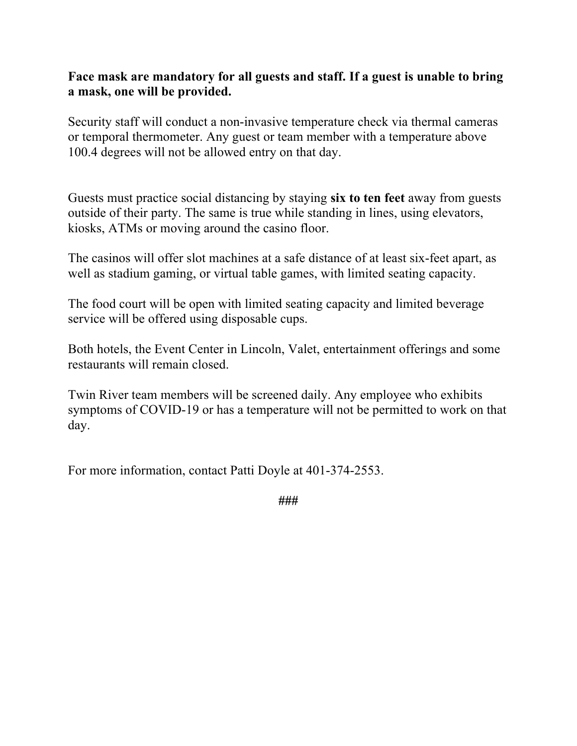**Face mask are mandatory for all guests and staff. If a guest is unable to bring a mask, one will be provided.**

Security staff will conduct a non-invasive temperature check via thermal cameras or temporal thermometer. Any guest or team member with a temperature above 100.4 degrees will not be allowed entry on that day.

Guests must practice social distancing by staying **six to ten feet** away from guests outside of their party. The same is true while standing in lines, using elevators, kiosks, ATMs or moving around the casino floor.

The casinos will offer slot machines at a safe distance of at least six-feet apart, as well as stadium gaming, or virtual table games, with limited seating capacity.

The food court will be open with limited seating capacity and limited beverage service will be offered using disposable cups.

Both hotels, the Event Center in Lincoln, Valet, entertainment offerings and some restaurants will remain closed.

Twin River team members will be screened daily. Any employee who exhibits symptoms of COVID-19 or has a temperature will not be permitted to work on that day.

For more information, contact Patti Doyle at 401-374-2553.

###